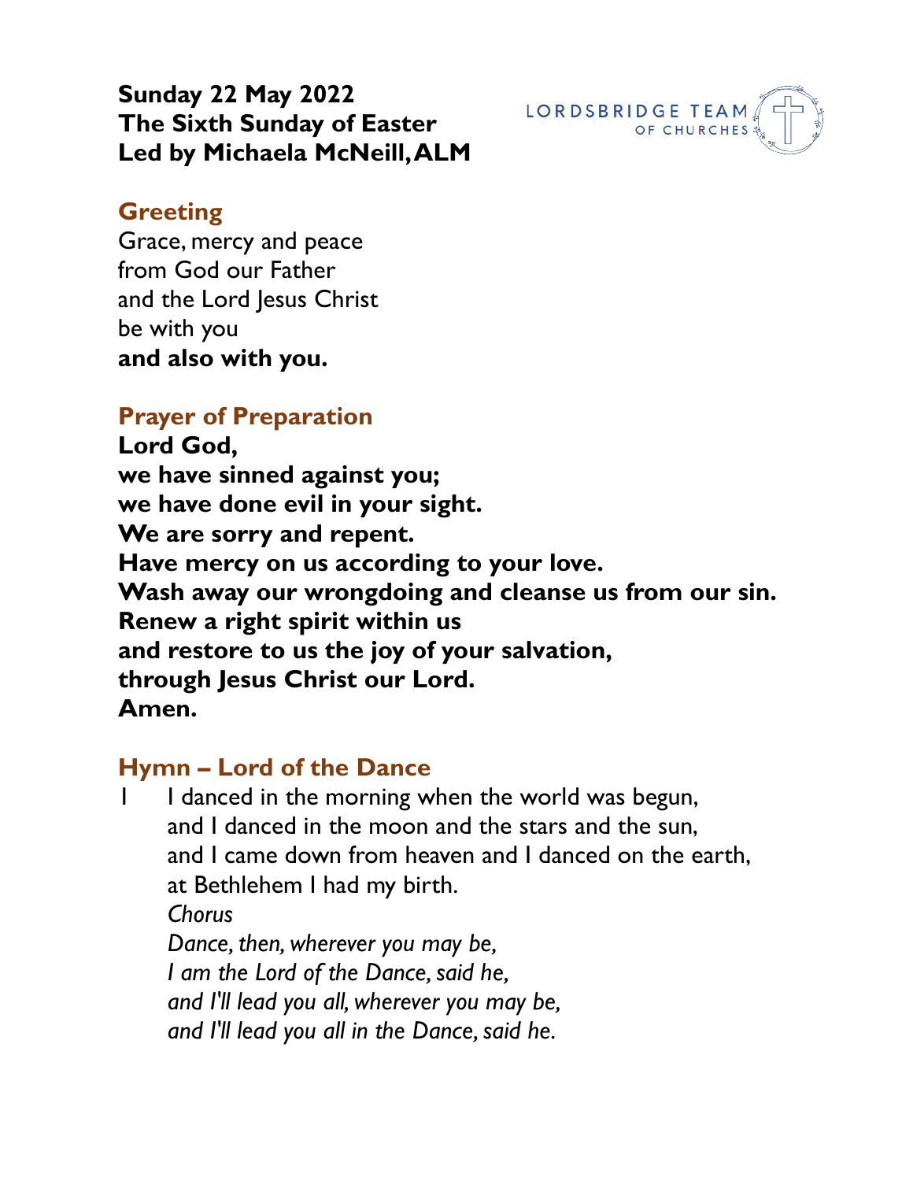**Sunday 22 May 2022**
**The Sixth Sunday of Easter**
**Led by Michaela McNeill, ALM**

LORDSBRIDGE TEAM
OF CHURCHES

## Greeting

Grace, mercy and peace
from God our Father
and the Lord Jesus Christ
be with you
**and also with you.**

## Prayer of Preparation

**Lord God,**
**we have sinned against you;**
**we have done evil in your sight.**
**We are sorry and repent.**
**Have mercy on us according to your love.**
**Wash away our wrongdoing and cleanse us from our sin.**
**Renew a right spirit within us**
**and restore to us the joy of your salvation,**
**through Jesus Christ our Lord.**
**Amen.**

## Hymn – Lord of the Dance

1 I danced in the morning when the world was begun,
and I danced in the moon and the stars and the sun,
and I came down from heaven and I danced on the earth,
at Bethlehem I had my birth.
*Chorus*
*Dance, then, wherever you may be,*
*I am the Lord of the Dance, said he,*
*and I'll lead you all, wherever you may be,*
*and I'll lead you all in the Dance, said he.*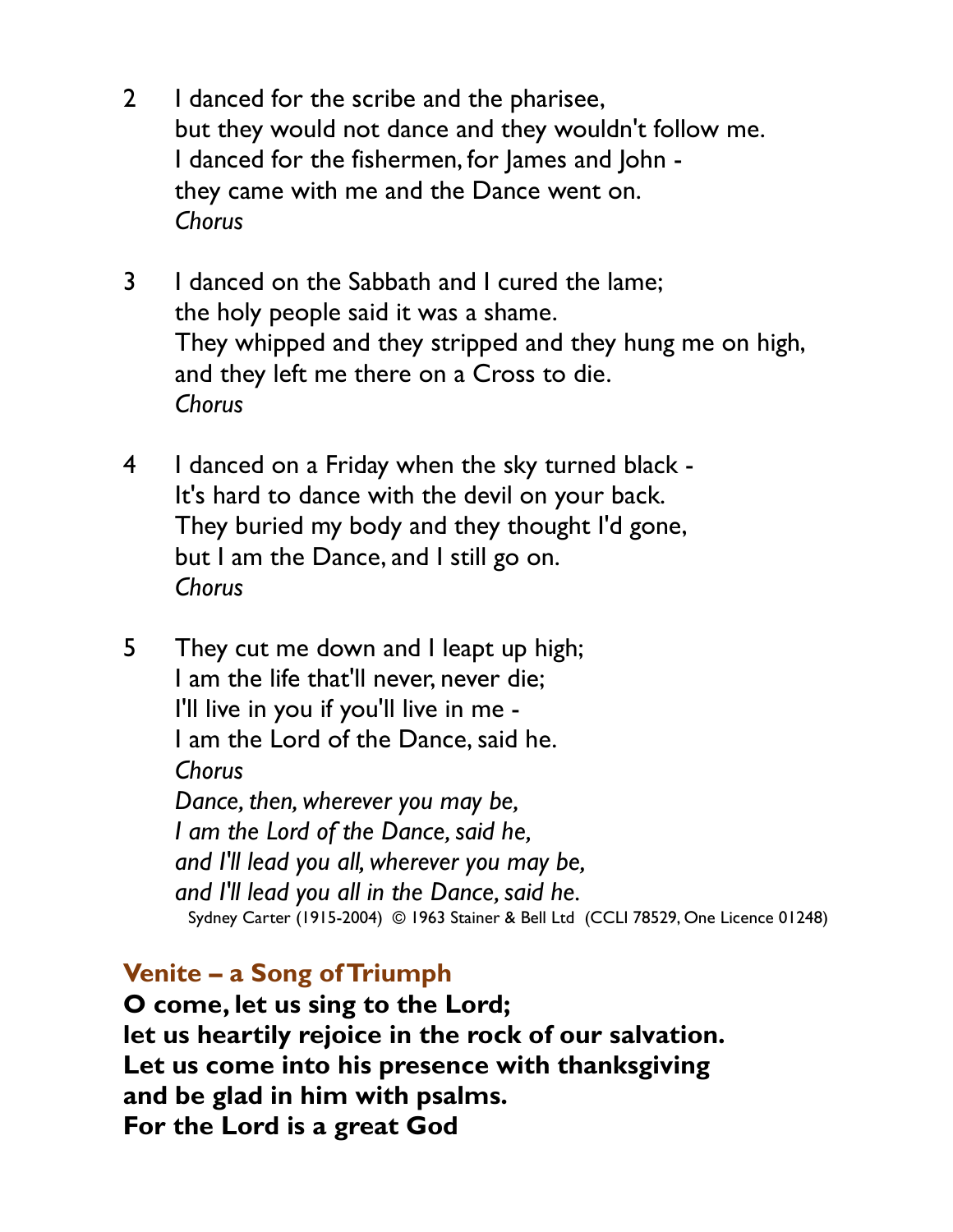2 I danced for the scribe and the pharisee,  
but they would not dance and they wouldn't follow me.  
I danced for the fishermen, for James and John -  
they came with me and the Dance went on.  
*Chorus*

3 I danced on the Sabbath and I cured the lame;  
the holy people said it was a shame.  
They whipped and they stripped and they hung me on high,  
and they left me there on a Cross to die.  
*Chorus*

4 I danced on a Friday when the sky turned black -  
It's hard to dance with the devil on your back.  
They buried my body and they thought I'd gone,  
but I am the Dance, and I still go on.  
*Chorus*

5 They cut me down and I leapt up high;  
I am the life that'll never, never die;  
I'll live in you if you'll live in me -  
I am the Lord of the Dance, said he.  
*Chorus*  
*Dance, then, wherever you may be,*  
*I am the Lord of the Dance, said he,*  
*and I'll lead you all, wherever you may be,*  
*and I'll lead you all in the Dance, said he.*

Sydney Carter (1915-2004) © 1963 Stainer & Bell Ltd (CCLI 78529, One Licence 01248)

## Venite – a Song of Triumph

**O come, let us sing to the Lord;**  
**let us heartily rejoice in the rock of our salvation.**  
**Let us come into his presence with thanksgiving**  
**and be glad in him with psalms.**  
**For the Lord is a great God**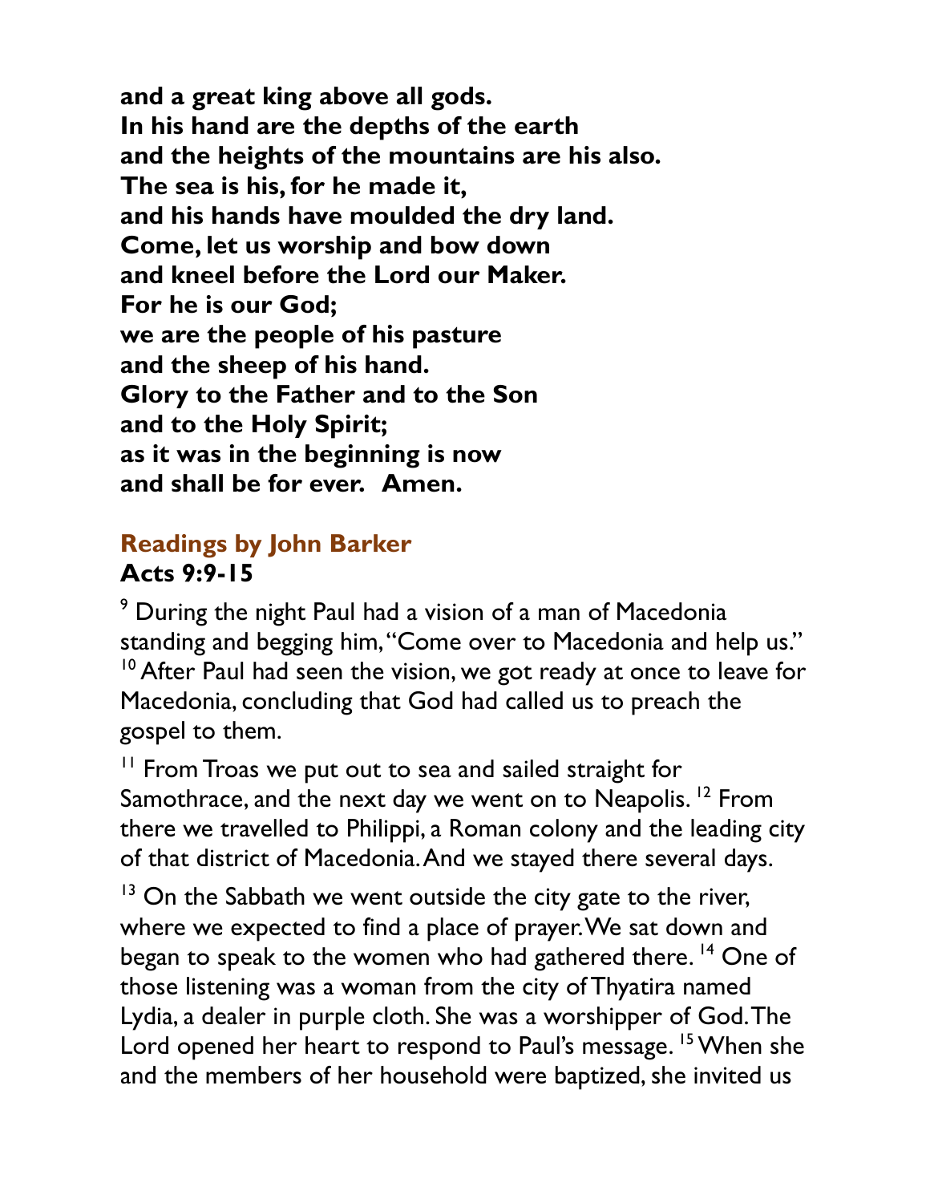**and a great king above all gods.**
**In his hand are the depths of the earth**
**and the heights of the mountains are his also.**
**The sea is his, for he made it,**
**and his hands have moulded the dry land.**
**Come, let us worship and bow down**
**and kneel before the Lord our Maker.**
**For he is our God;**
**we are the people of his pasture**
**and the sheep of his hand.**
**Glory to the Father and to the Son**
**and to the Holy Spirit;**
**as it was in the beginning is now**
**and shall be for ever. Amen.**

## Readings by John Barker

### Acts 9:9-15

[9] During the night Paul had a vision of a man of Macedonia standing and begging him, "Come over to Macedonia and help us." [10] After Paul had seen the vision, we got ready at once to leave for Macedonia, concluding that God had called us to preach the gospel to them.

[11] From Troas we put out to sea and sailed straight for Samothrace, and the next day we went on to Neapolis. [12] From there we travelled to Philippi, a Roman colony and the leading city of that district of Macedonia. And we stayed there several days.

[13] On the Sabbath we went outside the city gate to the river, where we expected to find a place of prayer. We sat down and began to speak to the women who had gathered there. [14] One of those listening was a woman from the city of Thyatira named Lydia, a dealer in purple cloth. She was a worshipper of God. The Lord opened her heart to respond to Paul's message. [15] When she and the members of her household were baptized, she invited us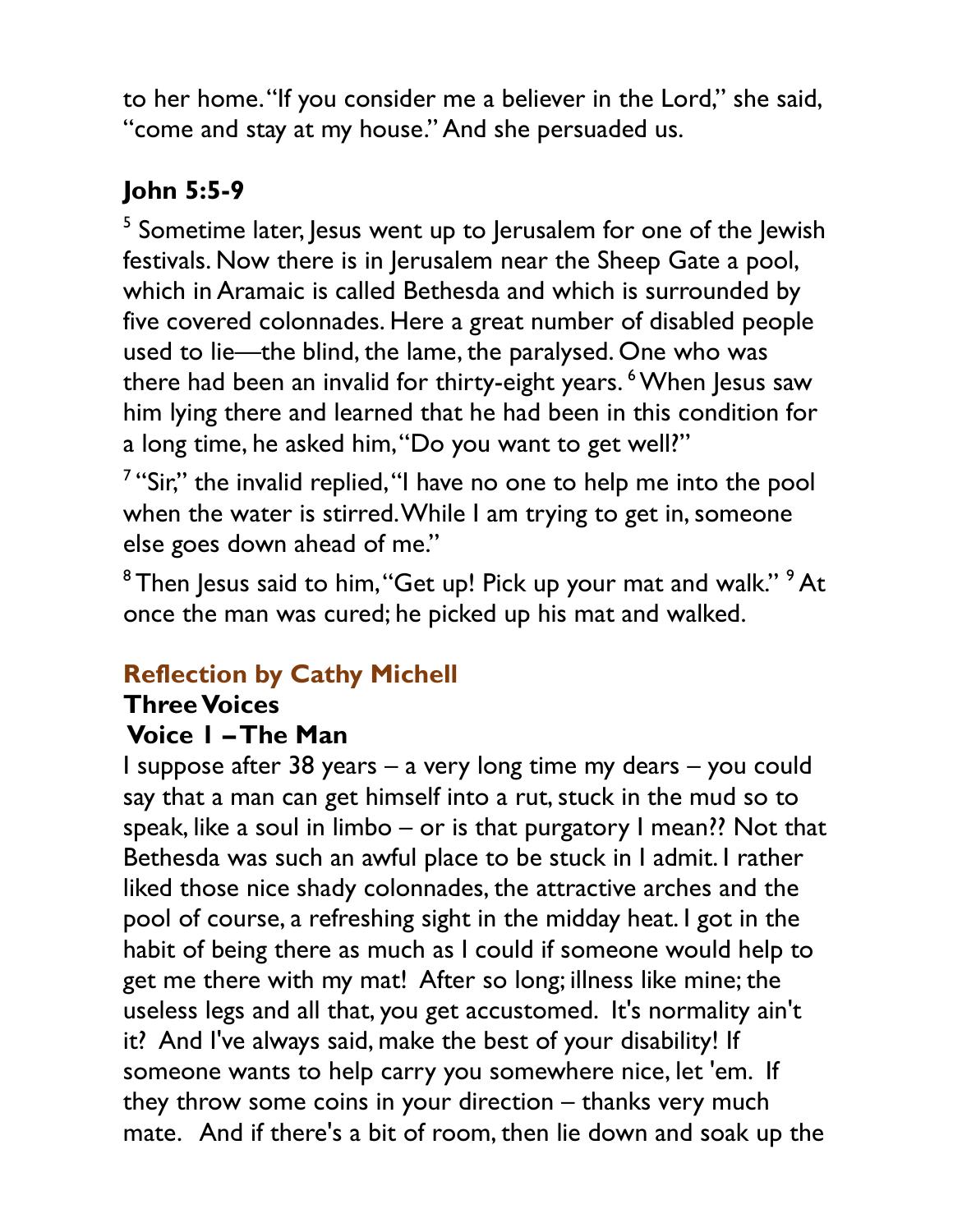to her home. "If you consider me a believer in the Lord," she said, "come and stay at my house." And she persuaded us.

## John 5:5-9

[5] Sometime later, Jesus went up to Jerusalem for one of the Jewish festivals. Now there is in Jerusalem near the Sheep Gate a pool, which in Aramaic is called Bethesda and which is surrounded by five covered colonnades. Here a great number of disabled people used to lie—the blind, the lame, the paralysed. One who was there had been an invalid for thirty-eight years. [6] When Jesus saw him lying there and learned that he had been in this condition for a long time, he asked him, "Do you want to get well?"

[7] "Sir," the invalid replied, "I have no one to help me into the pool when the water is stirred. While I am trying to get in, someone else goes down ahead of me."

[8] Then Jesus said to him, "Get up! Pick up your mat and walk." [9] At once the man was cured; he picked up his mat and walked.

## Reflection by Cathy Michell

### Three Voices

### Voice 1 – The Man

I suppose after 38 years – a very long time my dears – you could say that a man can get himself into a rut, stuck in the mud so to speak, like a soul in limbo – or is that purgatory I mean?? Not that Bethesda was such an awful place to be stuck in I admit. I rather liked those nice shady colonnades, the attractive arches and the pool of course, a refreshing sight in the midday heat. I got in the habit of being there as much as I could if someone would help to get me there with my mat! After so long; illness like mine; the useless legs and all that, you get accustomed. It's normality ain't it? And I've always said, make the best of your disability! If someone wants to help carry you somewhere nice, let 'em. If they throw some coins in your direction – thanks very much mate. And if there's a bit of room, then lie down and soak up the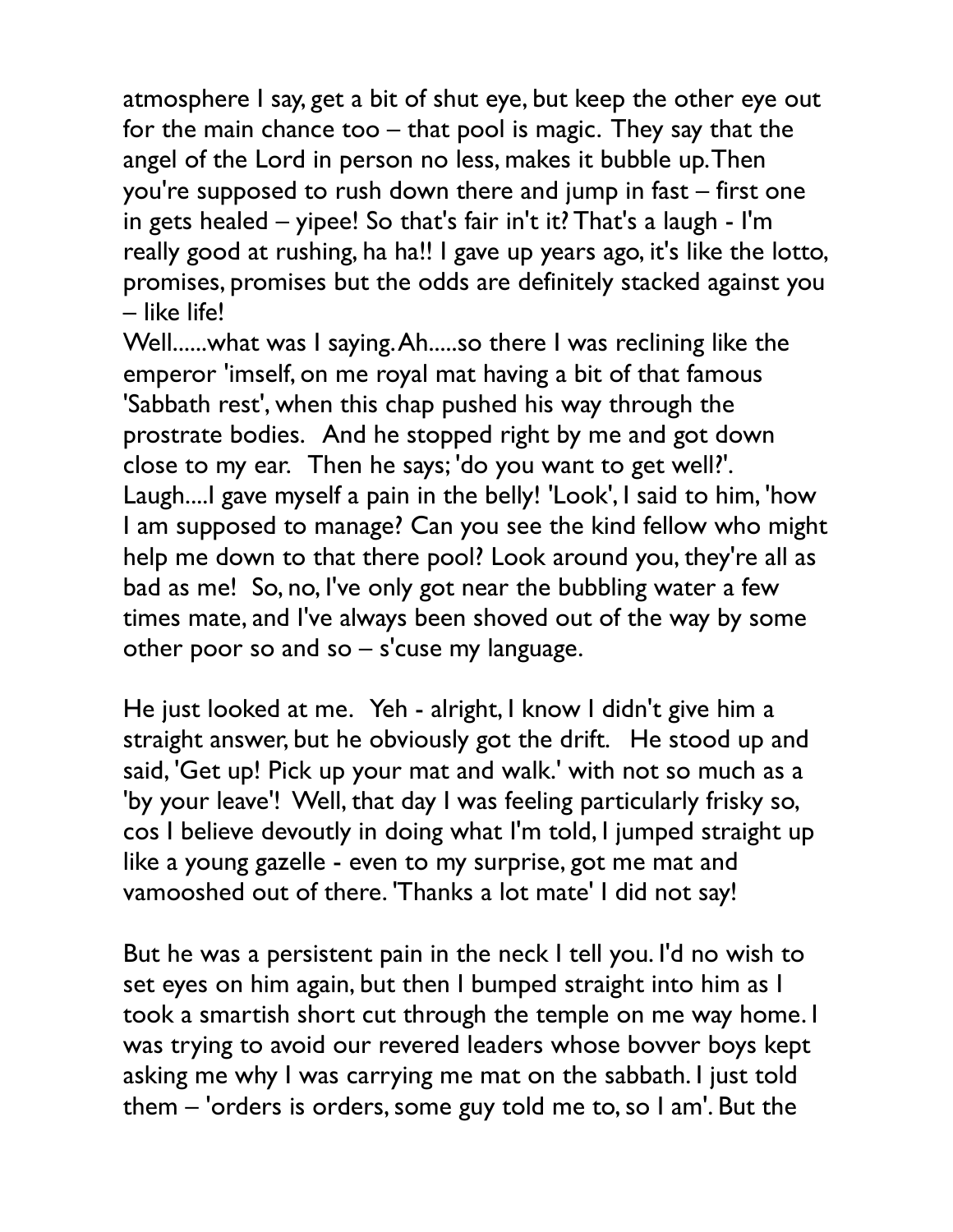atmosphere I say, get a bit of shut eye, but keep the other eye out for the main chance too – that pool is magic. They say that the angel of the Lord in person no less, makes it bubble up. Then you're supposed to rush down there and jump in fast – first one in gets healed – yipee! So that's fair in't it? That's a laugh - I'm really good at rushing, ha ha!! I gave up years ago, it's like the lotto, promises, promises but the odds are definitely stacked against you – like life!

Well......what was I saying. Ah.....so there I was reclining like the emperor 'imself, on me royal mat having a bit of that famous 'Sabbath rest', when this chap pushed his way through the prostrate bodies. And he stopped right by me and got down close to my ear. Then he says; 'do you want to get well?'. Laugh....I gave myself a pain in the belly! 'Look', I said to him, 'how I am supposed to manage? Can you see the kind fellow who might help me down to that there pool? Look around you, they're all as bad as me! So, no, I've only got near the bubbling water a few times mate, and I've always been shoved out of the way by some other poor so and so – s'cuse my language.

He just looked at me. Yeh - alright, I know I didn't give him a straight answer, but he obviously got the drift. He stood up and said, 'Get up! Pick up your mat and walk.' with not so much as a 'by your leave'! Well, that day I was feeling particularly frisky so, cos I believe devoutly in doing what I'm told, I jumped straight up like a young gazelle - even to my surprise, got me mat and vamooshed out of there. 'Thanks a lot mate' I did not say!

But he was a persistent pain in the neck I tell you. I'd no wish to set eyes on him again, but then I bumped straight into him as I took a smartish short cut through the temple on me way home. I was trying to avoid our revered leaders whose bovver boys kept asking me why I was carrying me mat on the sabbath. I just told them – 'orders is orders, some guy told me to, so I am'. But the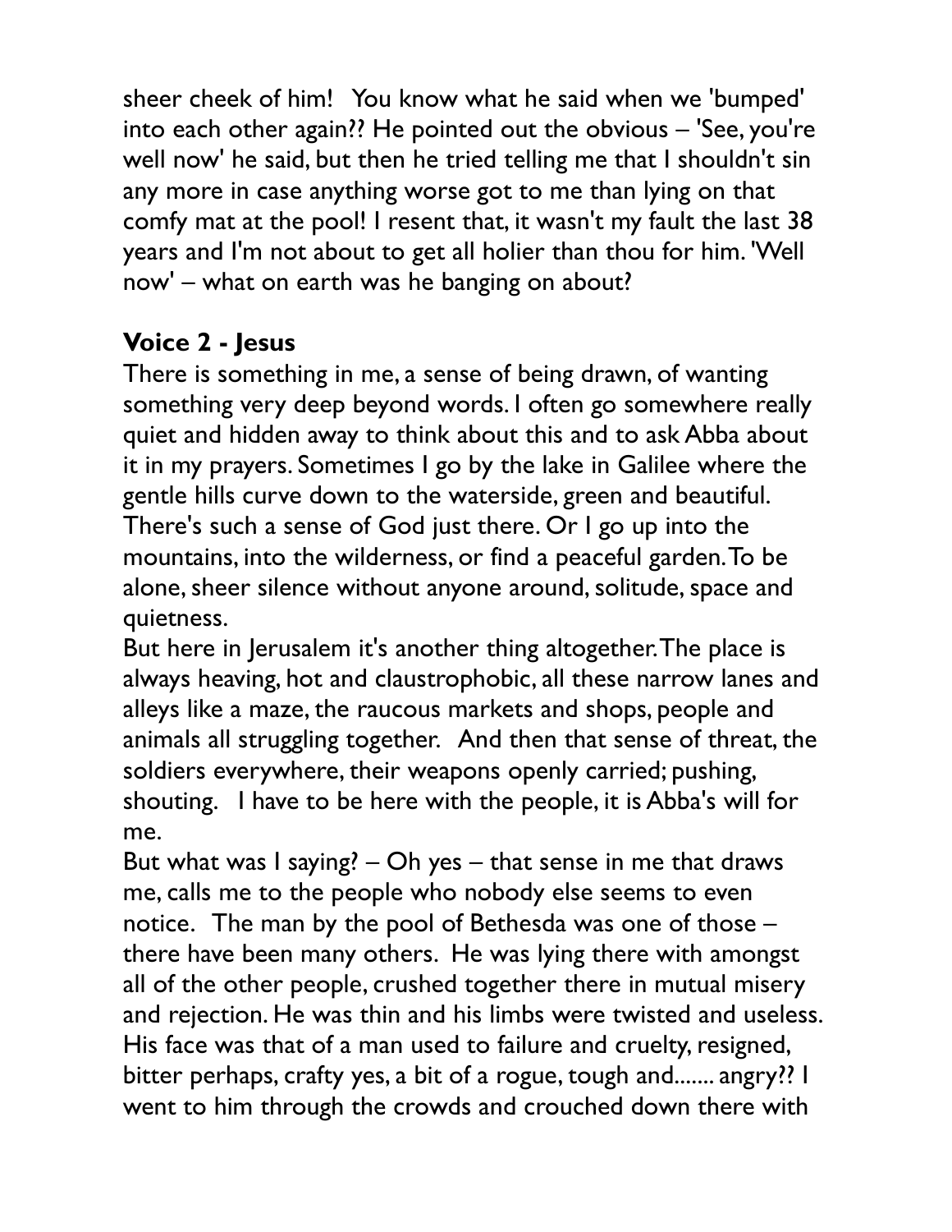sheer cheek of him!  You know what he said when we 'bumped' into each other again?? He pointed out the obvious – 'See, you're well now' he said, but then he tried telling me that I shouldn't sin any more in case anything worse got to me than lying on that comfy mat at the pool! I resent that, it wasn't my fault the last 38 years and I'm not about to get all holier than thou for him. 'Well now' – what on earth was he banging on about?

### Voice 2 - Jesus

There is something in me, a sense of being drawn, of wanting something very deep beyond words. I often go somewhere really quiet and hidden away to think about this and to ask Abba about it in my prayers. Sometimes I go by the lake in Galilee where the gentle hills curve down to the waterside, green and beautiful. There's such a sense of God just there. Or I go up into the mountains, into the wilderness, or find a peaceful garden. To be alone, sheer silence without anyone around, solitude, space and quietness.

But here in Jerusalem it's another thing altogether. The place is always heaving, hot and claustrophobic, all these narrow lanes and alleys like a maze, the raucous markets and shops, people and animals all struggling together.  And then that sense of threat, the soldiers everywhere, their weapons openly carried; pushing, shouting.  I have to be here with the people, it is Abba's will for me.

But what was I saying? – Oh yes – that sense in me that draws me, calls me to the people who nobody else seems to even notice.  The man by the pool of Bethesda was one of those – there have been many others.  He was lying there with amongst all of the other people, crushed together there in mutual misery and rejection. He was thin and his limbs were twisted and useless. His face was that of a man used to failure and cruelty, resigned, bitter perhaps, crafty yes, a bit of a rogue, tough and....... angry?? I went to him through the crowds and crouched down there with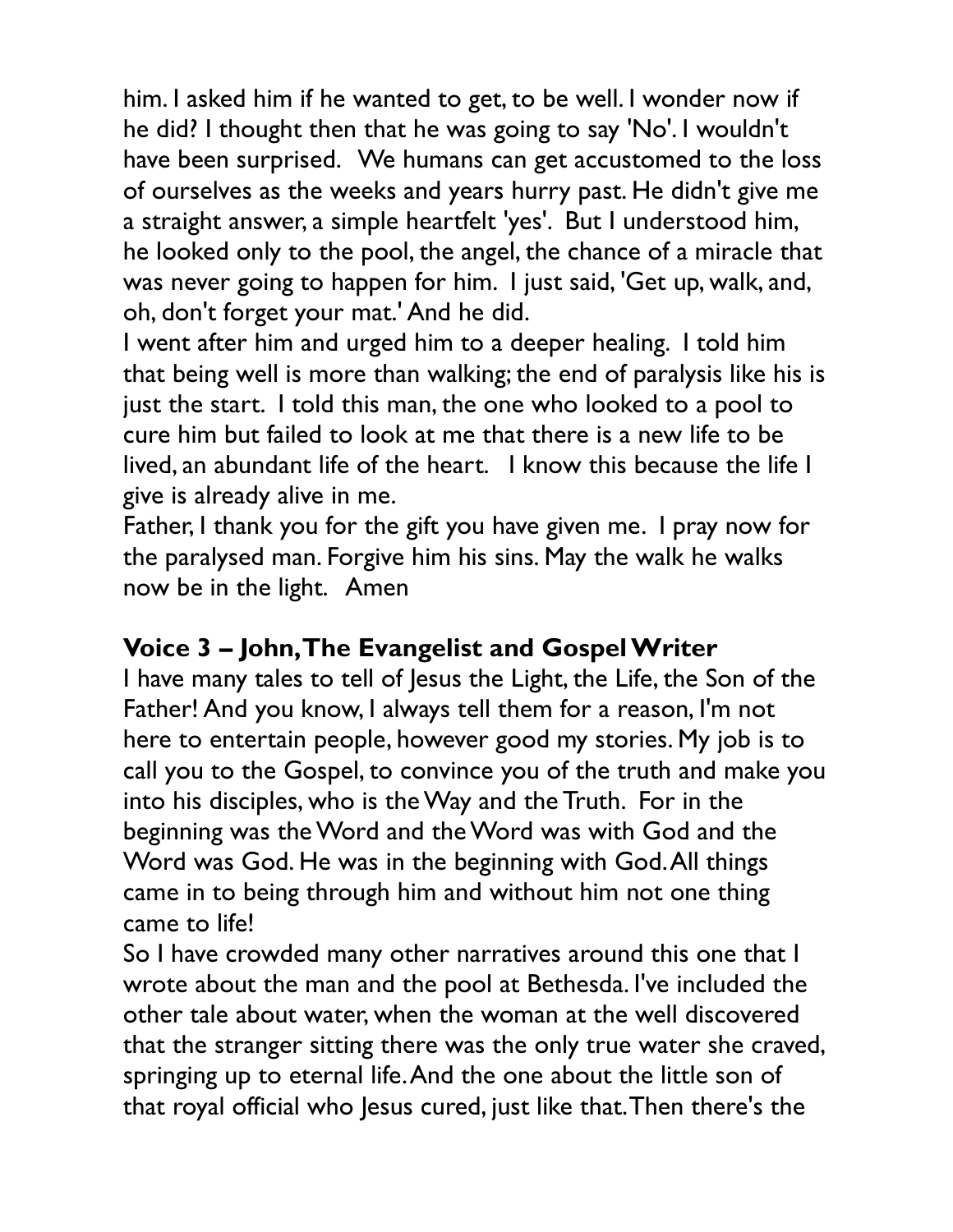him. I asked him if he wanted to get, to be well. I wonder now if he did? I thought then that he was going to say 'No'. I wouldn't have been surprised. We humans can get accustomed to the loss of ourselves as the weeks and years hurry past. He didn't give me a straight answer, a simple heartfelt 'yes'. But I understood him, he looked only to the pool, the angel, the chance of a miracle that was never going to happen for him. I just said, 'Get up, walk, and, oh, don't forget your mat.' And he did.

I went after him and urged him to a deeper healing. I told him that being well is more than walking; the end of paralysis like his is just the start. I told this man, the one who looked to a pool to cure him but failed to look at me that there is a new life to be lived, an abundant life of the heart. I know this because the life I give is already alive in me.

Father, I thank you for the gift you have given me. I pray now for the paralysed man. Forgive him his sins. May the walk he walks now be in the light. Amen

### Voice 3 – John, The Evangelist and Gospel Writer

I have many tales to tell of Jesus the Light, the Life, the Son of the Father! And you know, I always tell them for a reason, I'm not here to entertain people, however good my stories. My job is to call you to the Gospel, to convince you of the truth and make you into his disciples, who is the Way and the Truth. For in the beginning was the Word and the Word was with God and the Word was God. He was in the beginning with God. All things came in to being through him and without him not one thing came to life!

So I have crowded many other narratives around this one that I wrote about the man and the pool at Bethesda. I've included the other tale about water, when the woman at the well discovered that the stranger sitting there was the only true water she craved, springing up to eternal life. And the one about the little son of that royal official who Jesus cured, just like that. Then there's the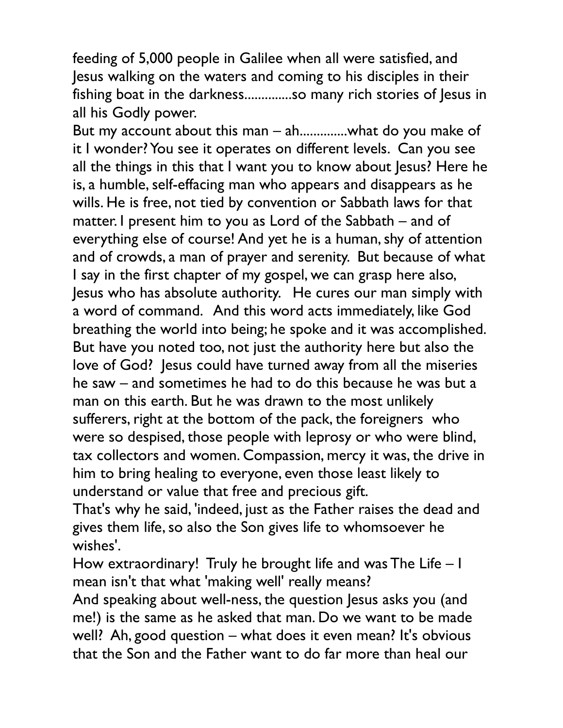feeding of 5,000 people in Galilee when all were satisfied, and Jesus walking on the waters and coming to his disciples in their fishing boat in the darkness.............so many rich stories of Jesus in all his Godly power.

But my account about this man – ah.............what do you make of it I wonder? You see it operates on different levels. Can you see all the things in this that I want you to know about Jesus? Here he is, a humble, self-effacing man who appears and disappears as he wills. He is free, not tied by convention or Sabbath laws for that matter. I present him to you as Lord of the Sabbath – and of everything else of course! And yet he is a human, shy of attention and of crowds, a man of prayer and serenity. But because of what I say in the first chapter of my gospel, we can grasp here also, Jesus who has absolute authority. He cures our man simply with a word of command. And this word acts immediately, like God breathing the world into being; he spoke and it was accomplished. But have you noted too, not just the authority here but also the love of God? Jesus could have turned away from all the miseries he saw – and sometimes he had to do this because he was but a man on this earth. But he was drawn to the most unlikely sufferers, right at the bottom of the pack, the foreigners who were so despised, those people with leprosy or who were blind, tax collectors and women. Compassion, mercy it was, the drive in him to bring healing to everyone, even those least likely to understand or value that free and precious gift.

That's why he said, 'indeed, just as the Father raises the dead and gives them life, so also the Son gives life to whomsoever he wishes'.

How extraordinary! Truly he brought life and was The Life – I mean isn't that what 'making well' really means?

And speaking about well-ness, the question Jesus asks you (and me!) is the same as he asked that man. Do we want to be made well? Ah, good question – what does it even mean? It's obvious that the Son and the Father want to do far more than heal our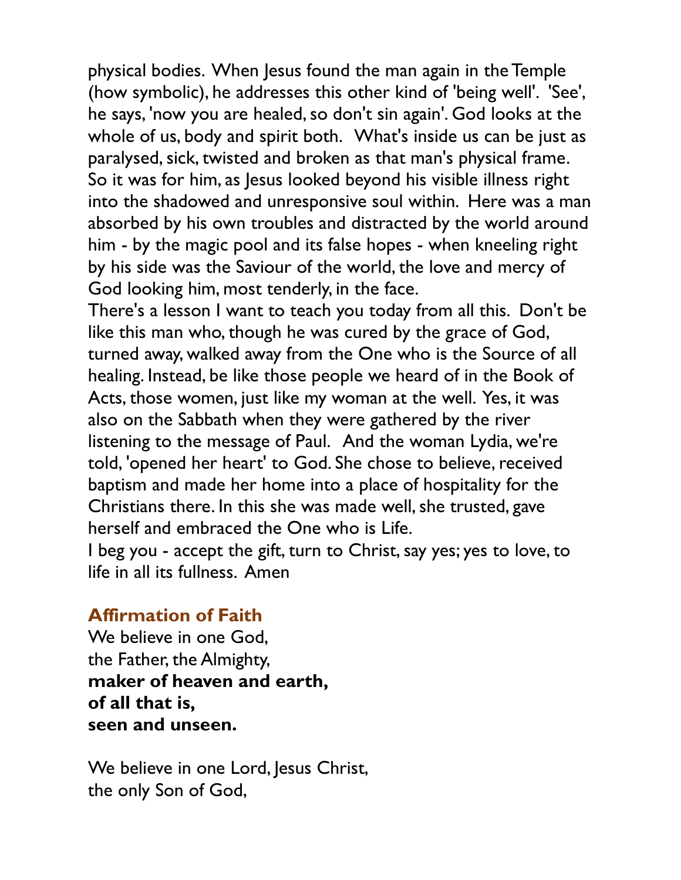physical bodies. When Jesus found the man again in the Temple (how symbolic), he addresses this other kind of 'being well'. 'See', he says, 'now you are healed, so don't sin again'. God looks at the whole of us, body and spirit both. What's inside us can be just as paralysed, sick, twisted and broken as that man's physical frame. So it was for him, as Jesus looked beyond his visible illness right into the shadowed and unresponsive soul within. Here was a man absorbed by his own troubles and distracted by the world around him - by the magic pool and its false hopes - when kneeling right by his side was the Saviour of the world, the love and mercy of God looking him, most tenderly, in the face.

There's a lesson I want to teach you today from all this. Don't be like this man who, though he was cured by the grace of God, turned away, walked away from the One who is the Source of all healing. Instead, be like those people we heard of in the Book of Acts, those women, just like my woman at the well. Yes, it was also on the Sabbath when they were gathered by the river listening to the message of Paul. And the woman Lydia, we're told, 'opened her heart' to God. She chose to believe, received baptism and made her home into a place of hospitality for the Christians there. In this she was made well, she trusted, gave herself and embraced the One who is Life.

I beg you - accept the gift, turn to Christ, say yes; yes to love, to life in all its fullness. Amen

### Affirmation of Faith

We believe in one God,
the Father, the Almighty,
**maker of heaven and earth,**
**of all that is,**
**seen and unseen.**

We believe in one Lord, Jesus Christ,
the only Son of God,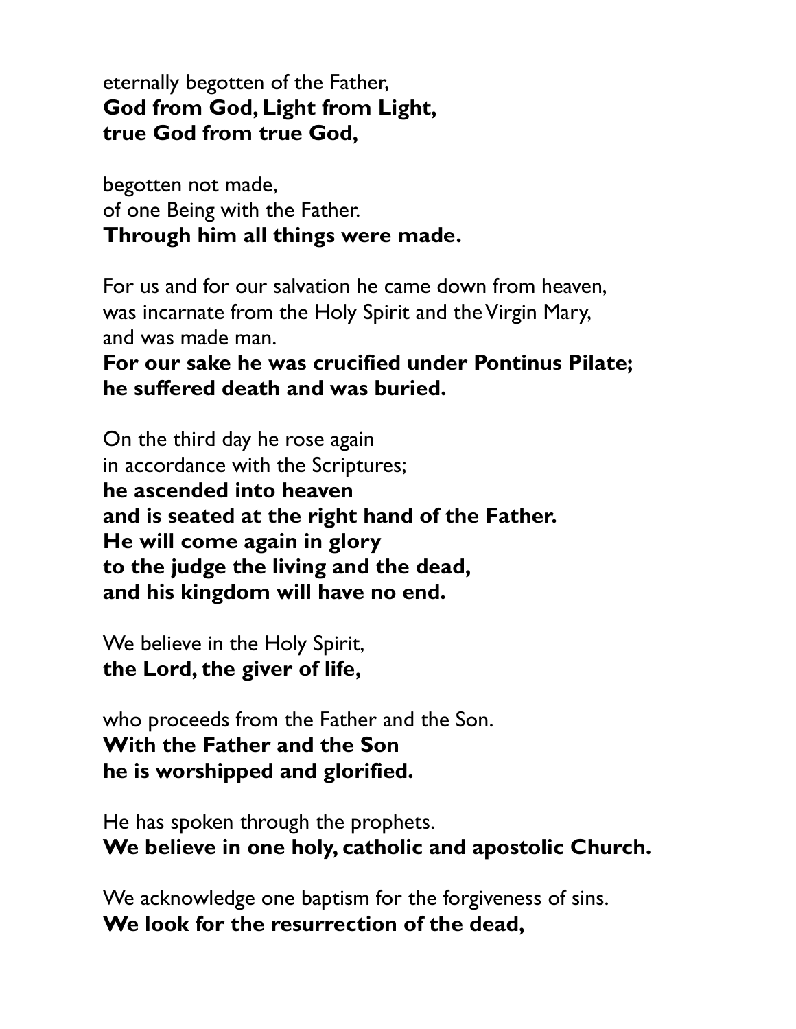eternally begotten of the Father,
**God from God, Light from Light,**
**true God from true God,**

begotten not made,
of one Being with the Father.
**Through him all things were made.**

For us and for our salvation he came down from heaven,
was incarnate from the Holy Spirit and the Virgin Mary,
and was made man.
**For our sake he was crucified under Pontinus Pilate;**
**he suffered death and was buried.**

On the third day he rose again
in accordance with the Scriptures;
**he ascended into heaven**
**and is seated at the right hand of the Father.**
**He will come again in glory**
**to the judge the living and the dead,**
**and his kingdom will have no end.**

We believe in the Holy Spirit,
**the Lord, the giver of life,**

who proceeds from the Father and the Son.
**With the Father and the Son**
**he is worshipped and glorified.**

He has spoken through the prophets.
**We believe in one holy, catholic and apostolic Church.**

We acknowledge one baptism for the forgiveness of sins.
**We look for the resurrection of the dead,**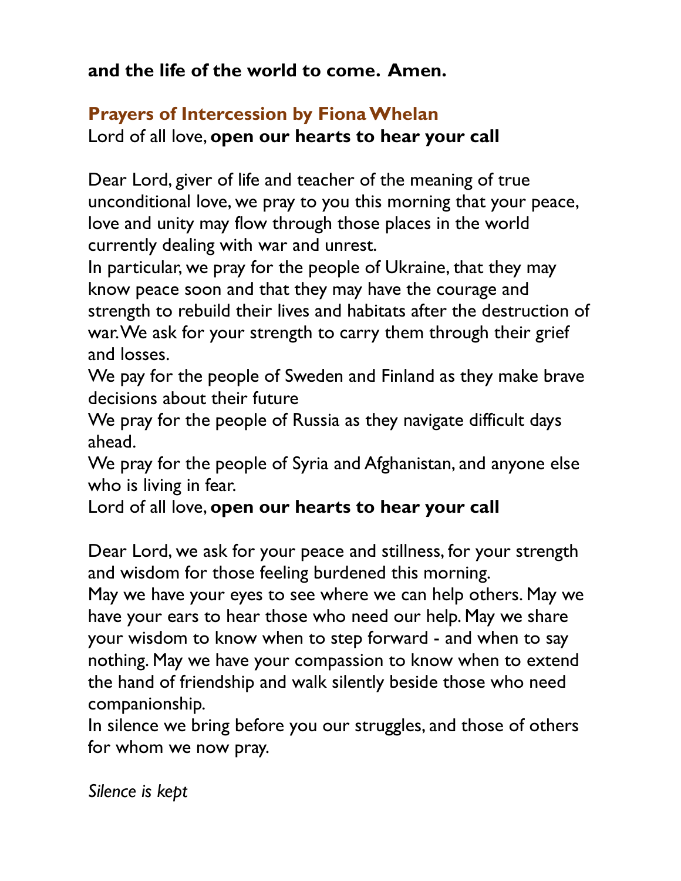**and the life of the world to come. Amen.**

## Prayers of Intercession by Fiona Whelan

Lord of all love, **open our hearts to hear your call**

Dear Lord, giver of life and teacher of the meaning of true unconditional love, we pray to you this morning that your peace, love and unity may flow through those places in the world currently dealing with war and unrest.
In particular, we pray for the people of Ukraine, that they may know peace soon and that they may have the courage and strength to rebuild their lives and habitats after the destruction of war. We ask for your strength to carry them through their grief and losses.
We pay for the people of Sweden and Finland as they make brave decisions about their future
We pray for the people of Russia as they navigate difficult days ahead.
We pray for the people of Syria and Afghanistan, and anyone else who is living in fear.
Lord of all love, **open our hearts to hear your call**

Dear Lord, we ask for your peace and stillness, for your strength and wisdom for those feeling burdened this morning.
May we have your eyes to see where we can help others. May we have your ears to hear those who need our help. May we share your wisdom to know when to step forward - and when to say nothing. May we have your compassion to know when to extend the hand of friendship and walk silently beside those who need companionship.
In silence we bring before you our struggles, and those of others for whom we now pray.

*Silence is kept*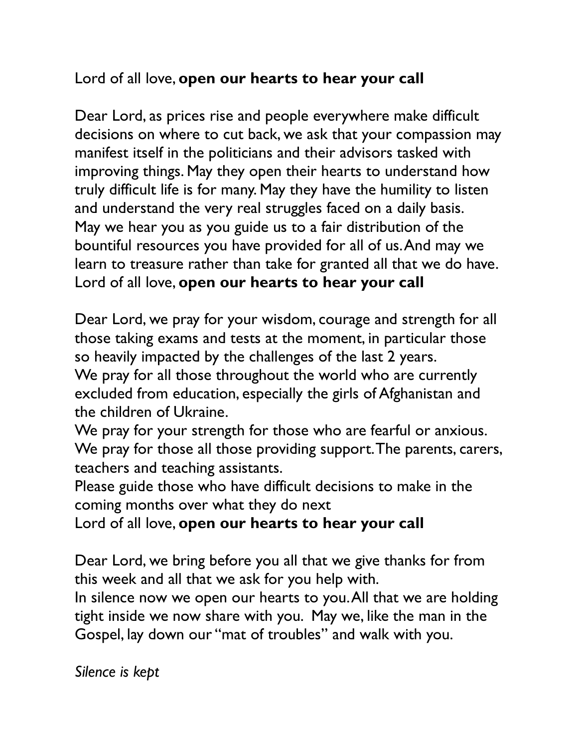Lord of all love, **open our hearts to hear your call**

Dear Lord, as prices rise and people everywhere make difficult decisions on where to cut back, we ask that your compassion may manifest itself in the politicians and their advisors tasked with improving things. May they open their hearts to understand how truly difficult life is for many. May they have the humility to listen and understand the very real struggles faced on a daily basis. May we hear you as you guide us to a fair distribution of the bountiful resources you have provided for all of us. And may we learn to treasure rather than take for granted all that we do have. Lord of all love, **open our hearts to hear your call**

Dear Lord, we pray for your wisdom, courage and strength for all those taking exams and tests at the moment, in particular those so heavily impacted by the challenges of the last 2 years.
We pray for all those throughout the world who are currently excluded from education, especially the girls of Afghanistan and the children of Ukraine.
We pray for your strength for those who are fearful or anxious.
We pray for those all those providing support. The parents, carers, teachers and teaching assistants.
Please guide those who have difficult decisions to make in the coming months over what they do next
Lord of all love, **open our hearts to hear your call**

Dear Lord, we bring before you all that we give thanks for from this week and all that we ask for you help with.
In silence now we open our hearts to you. All that we are holding tight inside we now share with you. May we, like the man in the Gospel, lay down our "mat of troubles" and walk with you.

*Silence is kept*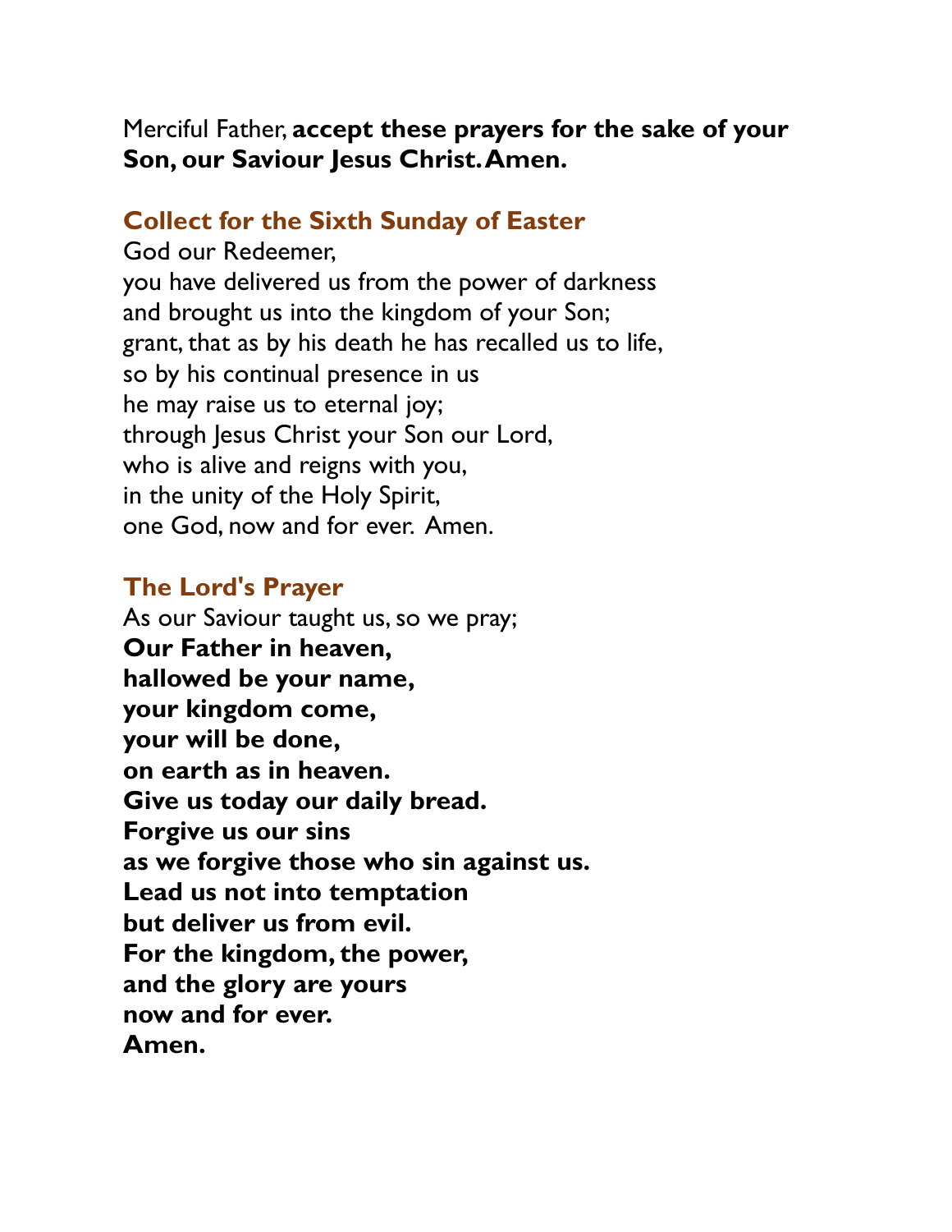Merciful Father, **accept these prayers for the sake of your Son, our Saviour Jesus Christ. Amen.**

## Collect for the Sixth Sunday of Easter

God our Redeemer,
you have delivered us from the power of darkness
and brought us into the kingdom of your Son;
grant, that as by his death he has recalled us to life,
so by his continual presence in us
he may raise us to eternal joy;
through Jesus Christ your Son our Lord,
who is alive and reigns with you,
in the unity of the Holy Spirit,
one God, now and for ever. Amen.

## The Lord's Prayer

As our Saviour taught us, so we pray;
**Our Father in heaven,**
**hallowed be your name,**
**your kingdom come,**
**your will be done,**
**on earth as in heaven.**
**Give us today our daily bread.**
**Forgive us our sins**
**as we forgive those who sin against us.**
**Lead us not into temptation**
**but deliver us from evil.**
**For the kingdom, the power,**
**and the glory are yours**
**now and for ever.**
**Amen.**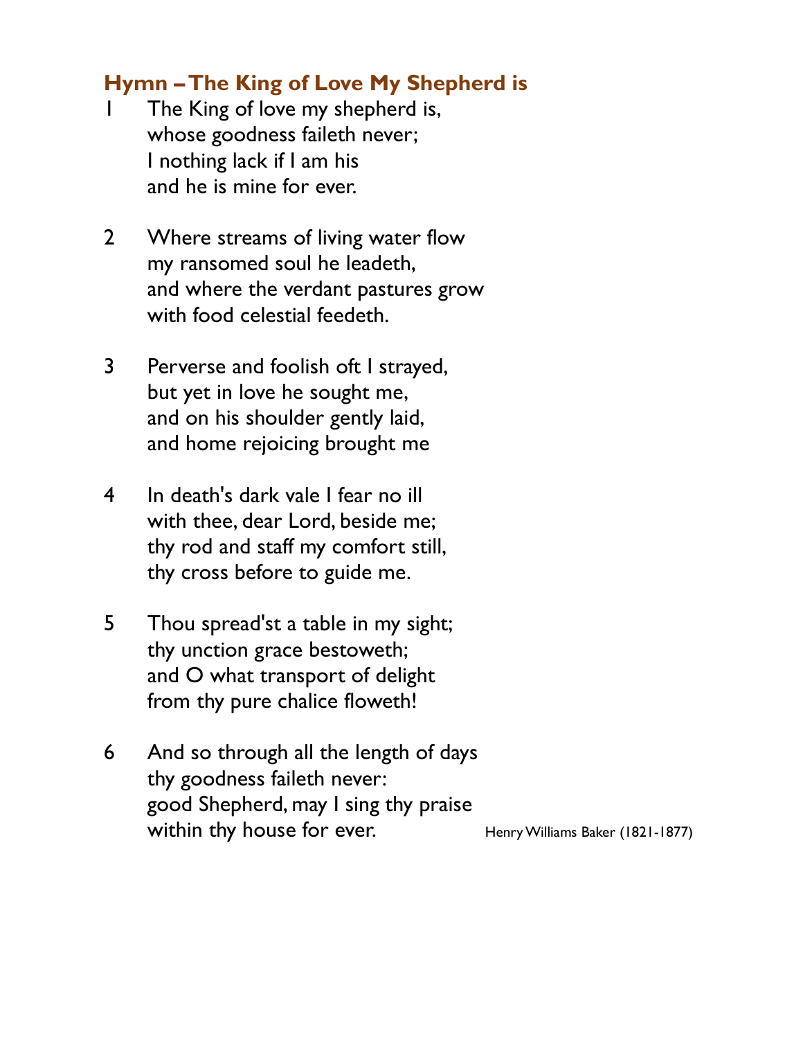## Hymn – The King of Love My Shepherd is

1 The King of love my shepherd is,
whose goodness faileth never;
I nothing lack if I am his
and he is mine for ever.

2 Where streams of living water flow
my ransomed soul he leadeth,
and where the verdant pastures grow
with food celestial feedeth.

3 Perverse and foolish oft I strayed,
but yet in love he sought me,
and on his shoulder gently laid,
and home rejoicing brought me

4 In death's dark vale I fear no ill
with thee, dear Lord, beside me;
thy rod and staff my comfort still,
thy cross before to guide me.

5 Thou spread'st a table in my sight;
thy unction grace bestoweth;
and O what transport of delight
from thy pure chalice floweth!

6 And so through all the length of days
thy goodness faileth never:
good Shepherd, may I sing thy praise
within thy house for ever.

Henry Williams Baker (1821-1877)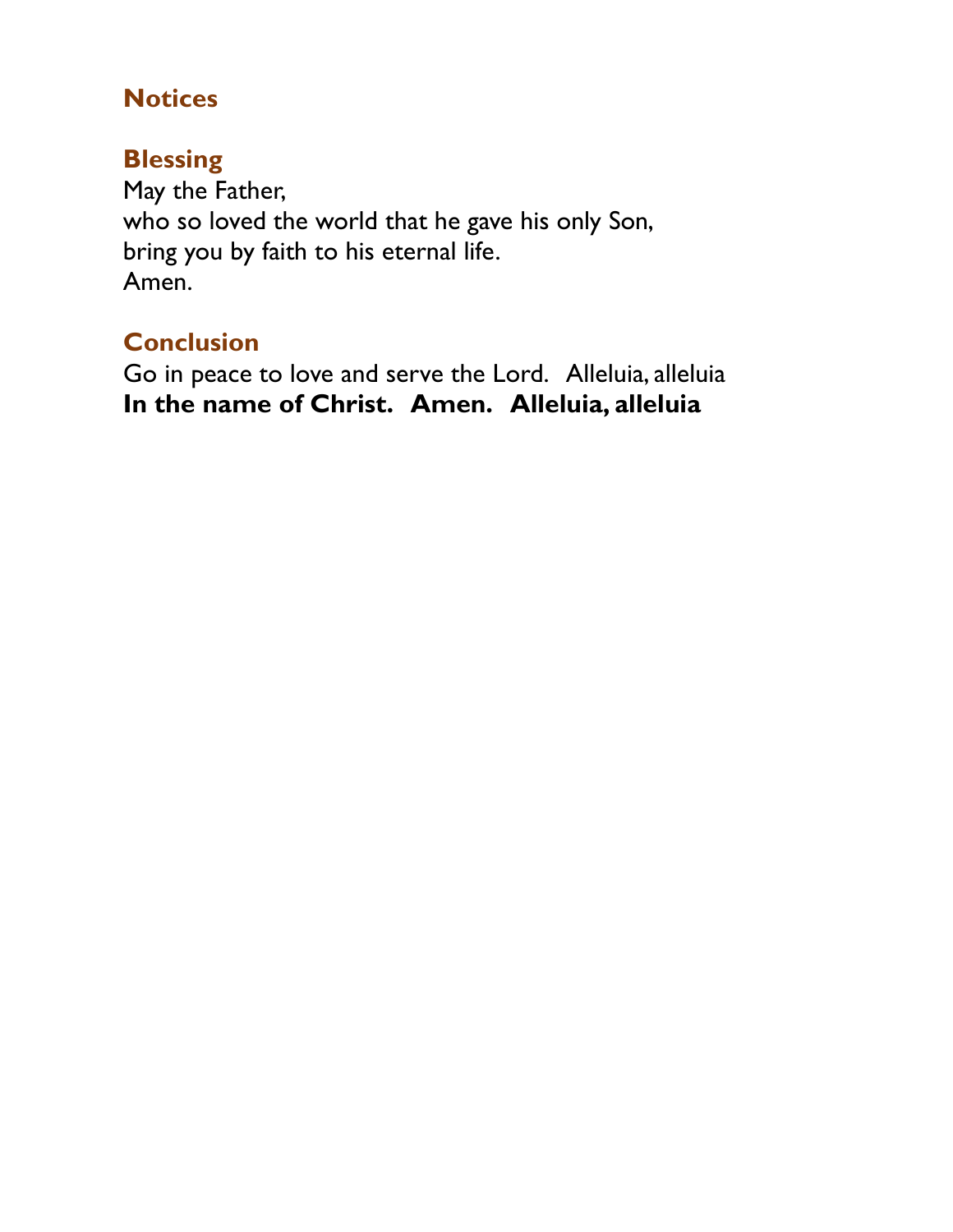## Notices

## Blessing

May the Father,
who so loved the world that he gave his only Son,
bring you by faith to his eternal life.
Amen.

## Conclusion

Go in peace to love and serve the Lord. Alleluia, alleluia
**In the name of Christ. Amen. Alleluia, alleluia**